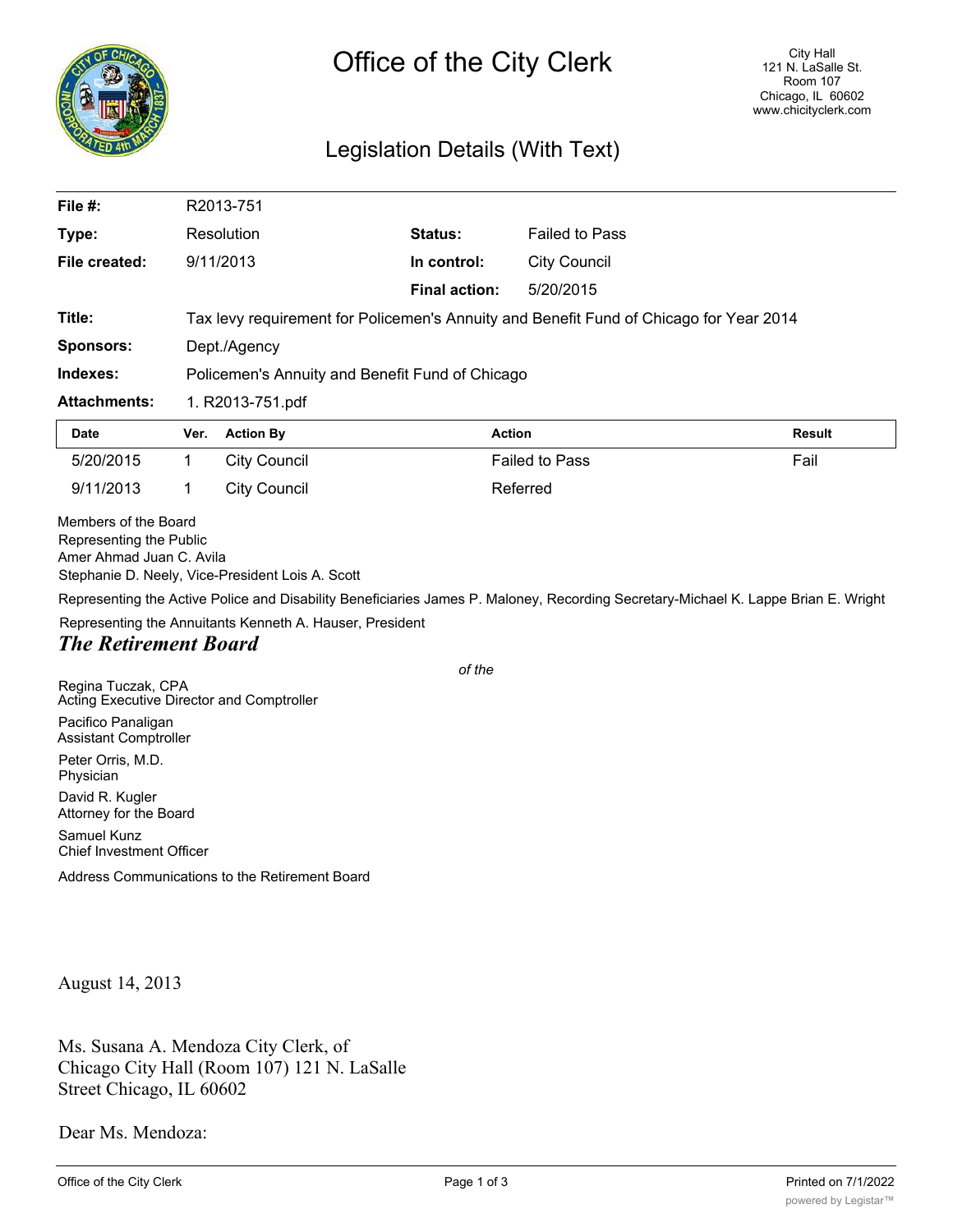# Office of the City Clerk

City Hall
121 N. LaSalle St.
Room 107
Chicago, IL 60602
www.chicityclerk.com

## Legislation Details (With Text)

| | | | |
|---|---|---|---|
| **File #:** | R2013-751 | | |
| **Type:** | Resolution | **Status:** | Failed to Pass |
| **File created:** | 9/11/2013 | **In control:** | City Council |
| | | **Final action:** | 5/20/2015 |
| **Title:** | Tax levy requirement for Policemen's Annuity and Benefit Fund of Chicago for Year 2014 | | |
| **Sponsors:** | Dept./Agency | | |
| **Indexes:** | Policemen's Annuity and Benefit Fund of Chicago | | |
| **Attachments:** | 1. R2013-751.pdf | | |

| Date | Ver. | Action By | Action | Result |
|---|---|---|---|---|
| 5/20/2015 | 1 | City Council | Failed to Pass | Fail |
| 9/11/2013 | 1 | City Council | Referred | |

Members of the Board
Representing the Public
Amer Ahmad Juan C. Avila
Stephanie D. Neely, Vice-President Lois A. Scott

Representing the Active Police and Disability Beneficiaries James P. Maloney, Recording Secretary-Michael K. Lappe Brian E. Wright

Representing the Annuitants Kenneth A. Hauser, President

***The Retirement Board***

*of the*

Regina Tuczak, CPA
Acting Executive Director and Comptroller

Pacifico Panaligan
Assistant Comptroller

Peter Orris, M.D.
Physician

David R. Kugler
Attorney for the Board

Samuel Kunz
Chief Investment Officer

Address Communications to the Retirement Board

August 14, 2013

Ms. Susana A. Mendoza City Clerk, of
Chicago City Hall (Room 107) 121 N. LaSalle
Street Chicago, IL 60602

Dear Ms. Mendoza: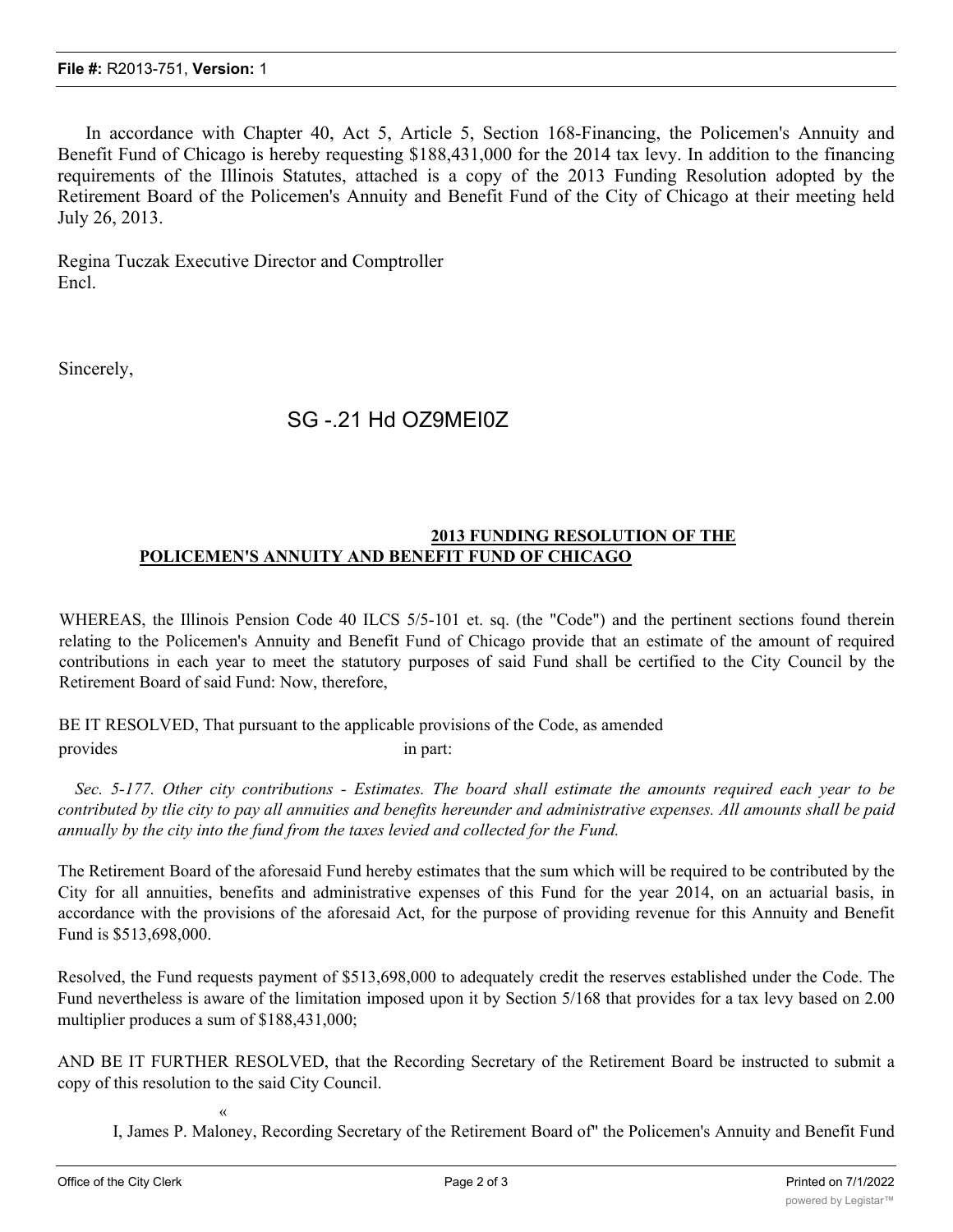In accordance with Chapter 40, Act 5, Article 5, Section 168-Financing, the Policemen's Annuity and Benefit Fund of Chicago is hereby requesting $188,431,000 for the 2014 tax levy. In addition to the financing requirements of the Illinois Statutes, attached is a copy of the 2013 Funding Resolution adopted by the Retirement Board of the Policemen's Annuity and Benefit Fund of the City of Chicago at their meeting held July 26, 2013.

Regina Tuczak Executive Director and Comptroller
Encl.

Sincerely,

SG -.21 Hd OZ9MEI0Z

**2013 FUNDING RESOLUTION OF THE POLICEMEN'S ANNUITY AND BENEFIT FUND OF CHICAGO**

WHEREAS, the Illinois Pension Code 40 ILCS 5/5-101 et. sq. (the "Code") and the pertinent sections found therein relating to the Policemen's Annuity and Benefit Fund of Chicago provide that an estimate of the amount of required contributions in each year to meet the statutory purposes of said Fund shall be certified to the City Council by the Retirement Board of said Fund: Now, therefore,

BE IT RESOLVED, That pursuant to the applicable provisions of the Code, as amended provides in part:

*Sec. 5-177. Other city contributions - Estimates. The board shall estimate the amounts required each year to be contributed by tlie city to pay all annuities and benefits hereunder and administrative expenses. All amounts shall be paid annually by the city into the fund from the taxes levied and collected for the Fund.*

The Retirement Board of the aforesaid Fund hereby estimates that the sum which will be required to be contributed by the City for all annuities, benefits and administrative expenses of this Fund for the year 2014, on an actuarial basis, in accordance with the provisions of the aforesaid Act, for the purpose of providing revenue for this Annuity and Benefit Fund is $513,698,000.

Resolved, the Fund requests payment of $513,698,000 to adequately credit the reserves established under the Code. The Fund nevertheless is aware of the limitation imposed upon it by Section 5/168 that provides for a tax levy based on 2.00 multiplier produces a sum of $188,431,000;

AND BE IT FURTHER RESOLVED, that the Recording Secretary of the Retirement Board be instructed to submit a copy of this resolution to the said City Council.

«

I, James P. Maloney, Recording Secretary of the Retirement Board of" the Policemen's Annuity and Benefit Fund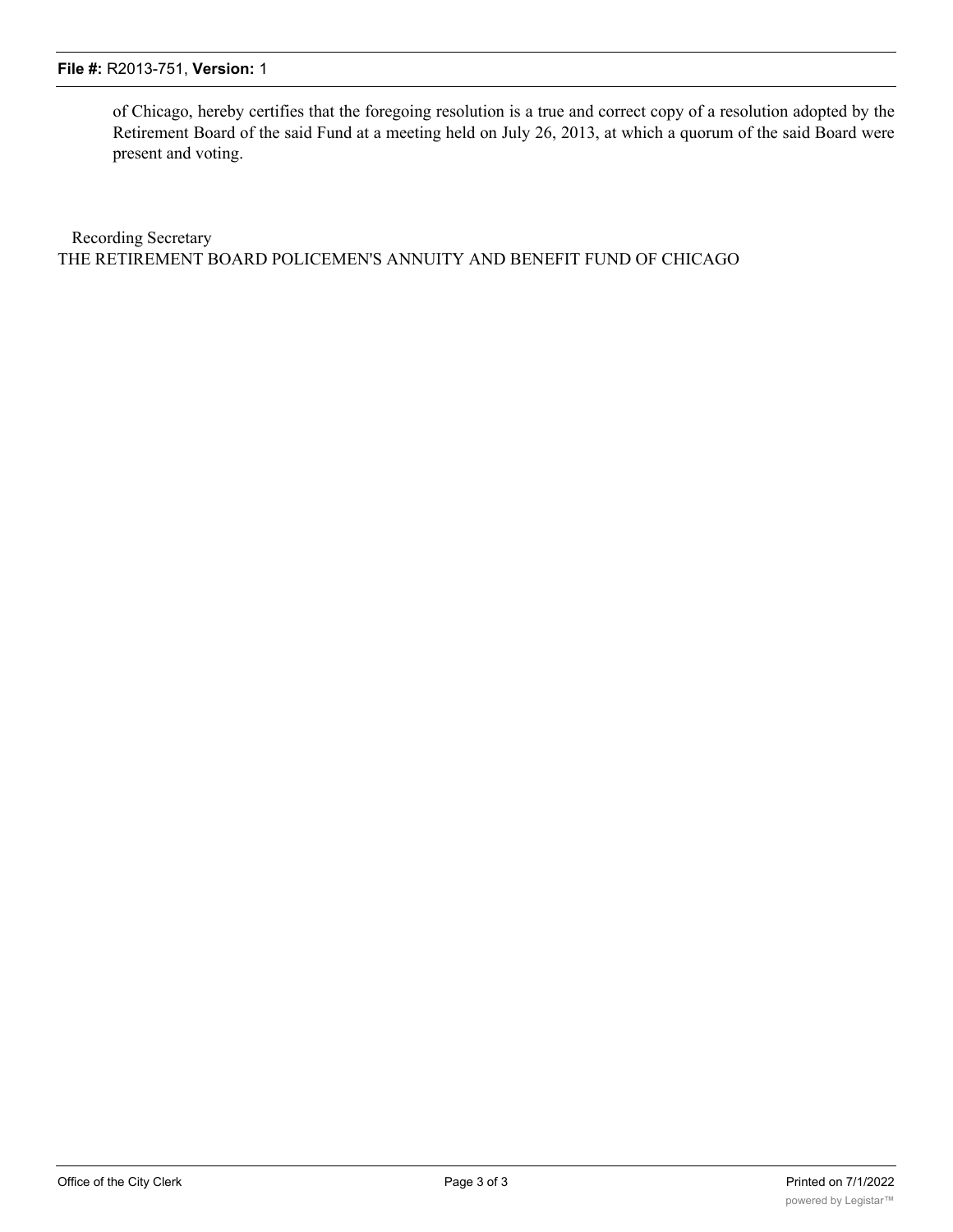of Chicago, hereby certifies that the foregoing resolution is a true and correct copy of a resolution adopted by the Retirement Board of the said Fund at a meeting held on July 26, 2013, at which a quorum of the said Board were present and voting.

Recording Secretary
THE RETIREMENT BOARD POLICEMEN'S ANNUITY AND BENEFIT FUND OF CHICAGO